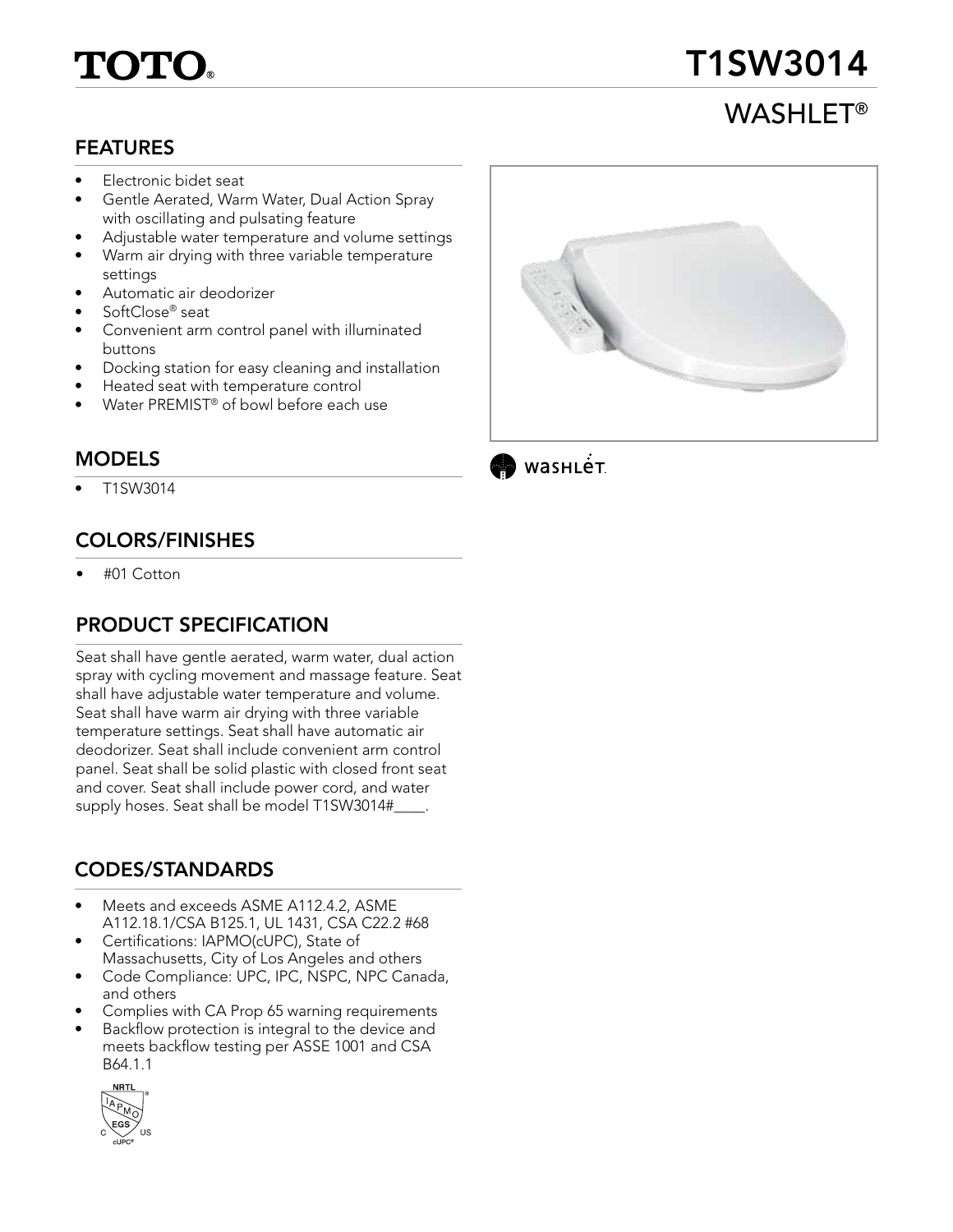TOTO®

# T1SW3014

## WASHLET®

### FEATURES

- Electronic bidet seat
- Gentle Aerated, Warm Water, Dual Action Spray with oscillating and pulsating feature
- Adjustable water temperature and volume settings
- Warm air drying with three variable temperature settings
- Automatic air deodorizer
- SoftClose® seat
- Convenient arm control panel with illuminated buttons
- Docking station for easy cleaning and installation
- Heated seat with temperature control
- Water PREMIST® of bowl before each use

### MODELS

- T1SW3014

### COLORS/FINISHES

- #01 Cotton

### PRODUCT SPECIFICATION

Seat shall have gentle aerated, warm water, dual action spray with cycling movement and massage feature. Seat shall have adjustable water temperature and volume. Seat shall have warm air drying with three variable temperature settings. Seat shall have automatic air deodorizer. Seat shall include convenient arm control panel. Seat shall be solid plastic with closed front seat and cover. Seat shall include power cord, and water supply hoses. Seat shall be model T1SW3014#____.

### CODES/STANDARDS

- Meets and exceeds ASME A112.4.2, ASME A112.18.1/CSA B125.1, UL 1431, CSA C22.2 #68
- Certifications: IAPMO(cUPC), State of Massachusetts, City of Los Angeles and others
- Code Compliance: UPC, IPC, NSPC, NPC Canada, and others
- Complies with CA Prop 65 warning requirements
- Backflow protection is integral to the device and meets backflow testing per ASSE 1001 and CSA B64.1.1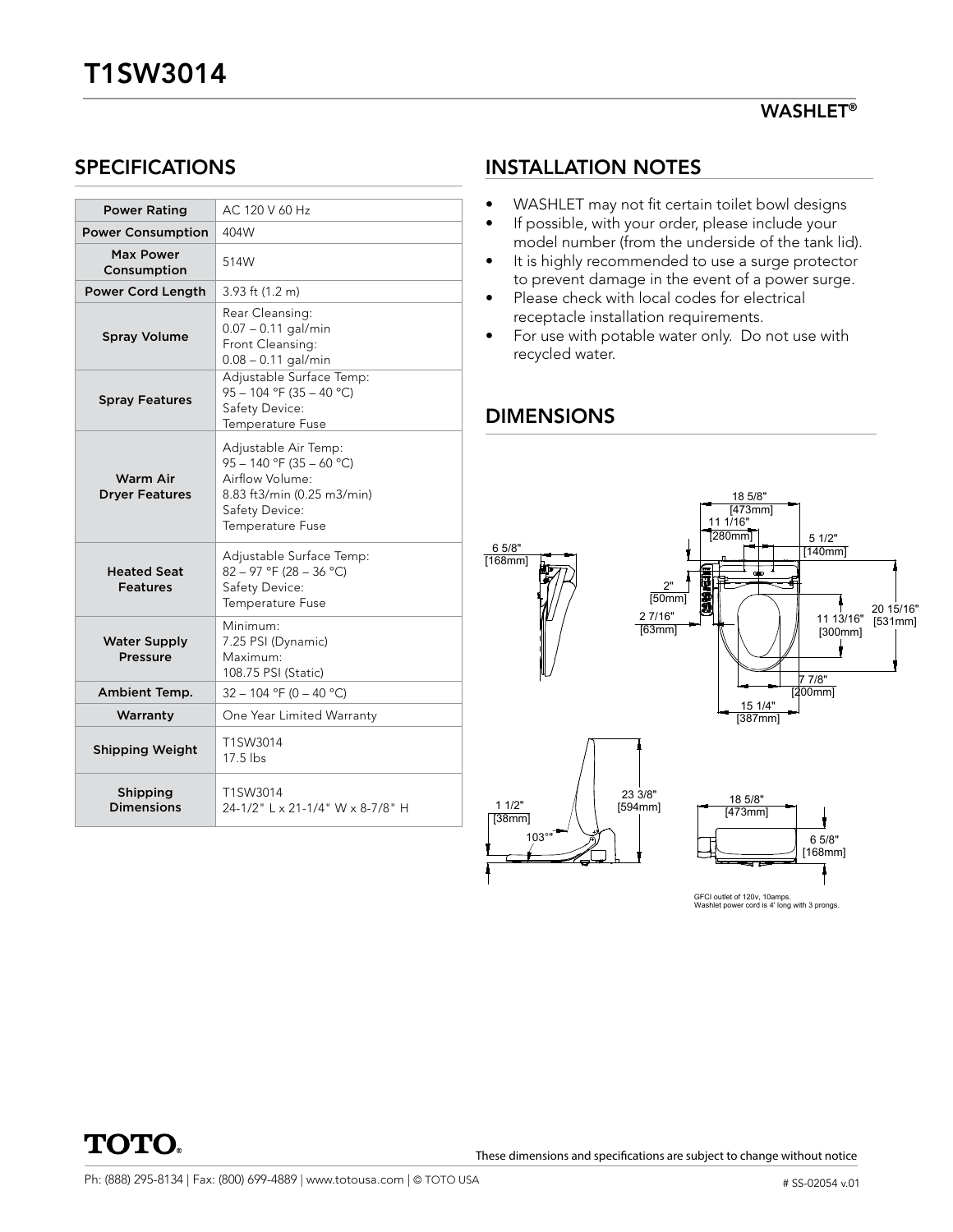# T1SW3014

## WASHLET®

## SPECIFICATIONS

| | |
|---|---|
| Power Rating | AC 120 V 60 Hz |
| Power Consumption | 404W |
| Max Power Consumption | 514W |
| Power Cord Length | 3.93 ft (1.2 m) |
| Spray Volume | Rear Cleansing: 0.07 – 0.11 gal/min<br>Front Cleansing: 0.08 – 0.11 gal/min |
| Spray Features | Adjustable Surface Temp: 95 – 104 °F (35 – 40 °C)<br>Safety Device: Temperature Fuse |
| Warm Air Dryer Features | Adjustable Air Temp: 95 – 140 °F (35 – 60 °C)<br>Airflow Volume: 8.83 ft3/min (0.25 m3/min)<br>Safety Device: Temperature Fuse |
| Heated Seat Features | Adjustable Surface Temp: 82 – 97 °F (28 – 36 °C)<br>Safety Device: Temperature Fuse |
| Water Supply Pressure | Minimum: 7.25 PSI (Dynamic)<br>Maximum: 108.75 PSI (Static) |
| Ambient Temp. | 32 – 104 °F (0 – 40 °C) |
| Warranty | One Year Limited Warranty |
| Shipping Weight | T1SW3014<br>17.5 lbs |
| Shipping Dimensions | T1SW3014<br>24-1/2" L x 21-1/4" W x 8-7/8" H |

## INSTALLATION NOTES

- WASHLET may not fit certain toilet bowl designs
- If possible, with your order, please include your model number (from the underside of the tank lid).
- It is highly recommended to use a surge protector to prevent damage in the event of a power surge.
- Please check with local codes for electrical receptacle installation requirements.
- For use with potable water only. Do not use with recycled water.

## DIMENSIONS

6 5/8" [168mm]

18 5/8" [473mm]
11 1/16" [280mm]
5 1/2" [140mm]
2" [50mm]
2 7/16" [63mm]
11 13/16" [300mm]
20 15/16" [531mm]
7 7/8" [200mm]
15 1/4" [387mm]

1 1/2" [38mm]
103°
23 3/8" [594mm]

18 5/8" [473mm]
6 5/8" [168mm]

GFCI outlet of 120v, 10amps.
Washlet power cord is 4' long with 3 prongs.

These dimensions and specifications are subject to change without notice

Ph: (888) 295-8134 | Fax: (800) 699-4889 | www.totousa.com | © TOTO USA

# SS-02054 v.01